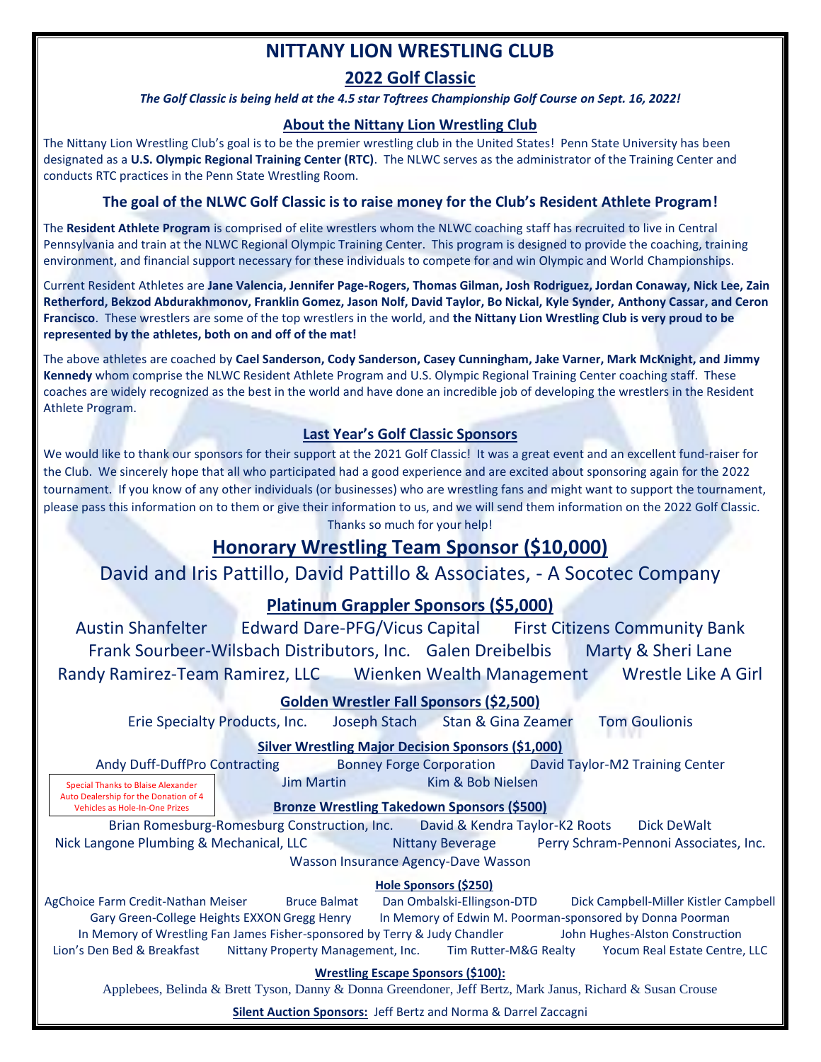# NITTANY LION WRESTLING CLUB

## 2022 Golf Classic

***The Golf Classic is being held at the 4.5 star Toftrees Championship Golf Course on Sept. 16, 2022!***

### About the Nittany Lion Wrestling Club

The Nittany Lion Wrestling Club's goal is to be the premier wrestling club in the United States! Penn State University has been designated as a **U.S. Olympic Regional Training Center (RTC)**. The NLWC serves as the administrator of the Training Center and conducts RTC practices in the Penn State Wrestling Room.

### The goal of the NLWC Golf Classic is to raise money for the Club's Resident Athlete Program!

The **Resident Athlete Program** is comprised of elite wrestlers whom the NLWC coaching staff has recruited to live in Central Pennsylvania and train at the NLWC Regional Olympic Training Center. This program is designed to provide the coaching, training environment, and financial support necessary for these individuals to compete for and win Olympic and World Championships.

Current Resident Athletes are **Jane Valencia, Jennifer Page-Rogers, Thomas Gilman, Josh Rodriguez, Jordan Conaway, Nick Lee, Zain Retherford, Bekzod Abdurakhmonov, Franklin Gomez, Jason Nolf, David Taylor, Bo Nickal, Kyle Synder, Anthony Cassar, and Ceron Francisco**. These wrestlers are some of the top wrestlers in the world, and **the Nittany Lion Wrestling Club is very proud to be represented by the athletes, both on and off of the mat!**

The above athletes are coached by **Cael Sanderson, Cody Sanderson, Casey Cunningham, Jake Varner, Mark McKnight, and Jimmy Kennedy** whom comprise the NLWC Resident Athlete Program and U.S. Olympic Regional Training Center coaching staff. These coaches are widely recognized as the best in the world and have done an incredible job of developing the wrestlers in the Resident Athlete Program.

### Last Year's Golf Classic Sponsors

We would like to thank our sponsors for their support at the 2021 Golf Classic! It was a great event and an excellent fund-raiser for the Club. We sincerely hope that all who participated had a good experience and are excited about sponsoring again for the 2022 tournament. If you know of any other individuals (or businesses) who are wrestling fans and might want to support the tournament, please pass this information on to them or give their information to us, and we will send them information on the 2022 Golf Classic. Thanks so much for your help!

## Honorary Wrestling Team Sponsor ($10,000)

David and Iris Pattillo, David Pattillo & Associates, - A Socotec Company

### Platinum Grappler Sponsors ($5,000)

Austin Shanfelter · Edward Dare-PFG/Vicus Capital · First Citizens Community Bank · Frank Sourbeer-Wilsbach Distributors, Inc. · Galen Dreibelbis · Marty & Sheri Lane · Randy Ramirez-Team Ramirez, LLC · Wienken Wealth Management · Wrestle Like A Girl

### Golden Wrestler Fall Sponsors ($2,500)

Erie Specialty Products, Inc. · Joseph Stach · Stan & Gina Zeamer · Tom Goulionis

### Silver Wrestling Major Decision Sponsors ($1,000)

Andy Duff-DuffPro Contracting · Bonney Forge Corporation · David Taylor-M2 Training Center · Jim Martin · Kim & Bob Nielsen

Special Thanks to Blaise Alexander Auto Dealership for the Donation of 4 Vehicles as Hole-In-One Prizes

### Bronze Wrestling Takedown Sponsors ($500)

Brian Romesburg-Romesburg Construction, Inc. · David & Kendra Taylor-K2 Roots · Dick DeWalt · Nick Langone Plumbing & Mechanical, LLC · Nittany Beverage · Perry Schram-Pennoni Associates, Inc. · Wasson Insurance Agency-Dave Wasson

### Hole Sponsors ($250)

AgChoice Farm Credit-Nathan Meiser · Bruce Balmat · Dan Ombalski-Ellingson-DTD · Dick Campbell-Miller Kistler Campbell · Gary Green-College Heights EXXON · Gregg Henry · In Memory of Edwin M. Poorman-sponsored by Donna Poorman · In Memory of Wrestling Fan James Fisher-sponsored by Terry & Judy Chandler · John Hughes-Alston Construction · Lion's Den Bed & Breakfast · Nittany Property Management, Inc. · Tim Rutter-M&G Realty · Yocum Real Estate Centre, LLC

### Wrestling Escape Sponsors ($100):

Applebees, Belinda & Brett Tyson, Danny & Donna Greendoner, Jeff Bertz, Mark Janus, Richard & Susan Crouse

**Silent Auction Sponsors:** Jeff Bertz and Norma & Darrel Zaccagni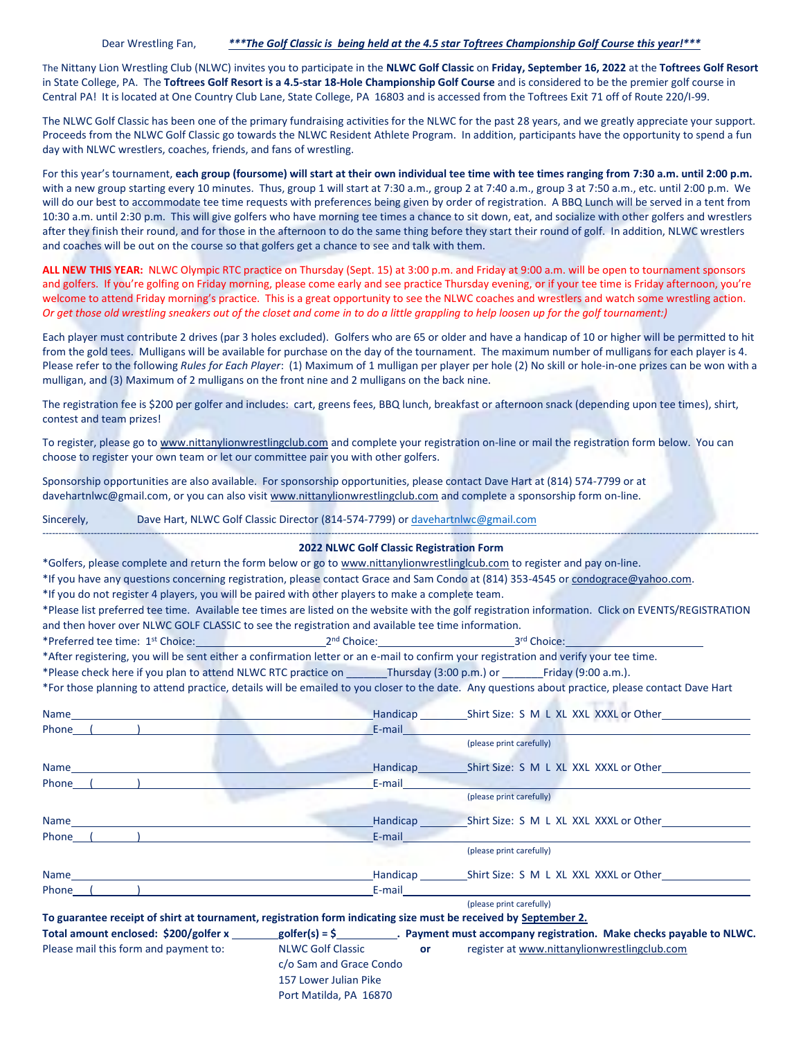Dear Wrestling Fan, ***_The Golf Classic is being held at the 4.5 star Toftrees Championship Golf Course this year!_***

The Nittany Lion Wrestling Club (NLWC) invites you to participate in the **NLWC Golf Classic** on **Friday, September 16, 2022** at the **Toftrees Golf Resort** in State College, PA. The **Toftrees Golf Resort is a 4.5-star 18-Hole Championship Golf Course** and is considered to be the premier golf course in Central PA! It is located at One Country Club Lane, State College, PA 16803 and is accessed from the Toftrees Exit 71 off of Route 220/I-99.

The NLWC Golf Classic has been one of the primary fundraising activities for the NLWC for the past 28 years, and we greatly appreciate your support. Proceeds from the NLWC Golf Classic go towards the NLWC Resident Athlete Program. In addition, participants have the opportunity to spend a fun day with NLWC wrestlers, coaches, friends, and fans of wrestling.

For this year's tournament, **each group (foursome) will start at their own individual tee time with tee times ranging from 7:30 a.m. until 2:00 p.m.** with a new group starting every 10 minutes. Thus, group 1 will start at 7:30 a.m., group 2 at 7:40 a.m., group 3 at 7:50 a.m., etc. until 2:00 p.m. We will do our best to accommodate tee time requests with preferences being given by order of registration. A BBQ Lunch will be served in a tent from 10:30 a.m. until 2:30 p.m. This will give golfers who have morning tee times a chance to sit down, eat, and socialize with other golfers and wrestlers after they finish their round, and for those in the afternoon to do the same thing before they start their round of golf. In addition, NLWC wrestlers and coaches will be out on the course so that golfers get a chance to see and talk with them.

**ALL NEW THIS YEAR:** NLWC Olympic RTC practice on Thursday (Sept. 15) at 3:00 p.m. and Friday at 9:00 a.m. will be open to tournament sponsors and golfers. If you're golfing on Friday morning, please come early and see practice Thursday evening, or if your tee time is Friday afternoon, you're welcome to attend Friday morning's practice. This is a great opportunity to see the NLWC coaches and wrestlers and watch some wrestling action. *Or get those old wrestling sneakers out of the closet and come in to do a little grappling to help loosen up for the golf tournament:)*

Each player must contribute 2 drives (par 3 holes excluded). Golfers who are 65 or older and have a handicap of 10 or higher will be permitted to hit from the gold tees. Mulligans will be available for purchase on the day of the tournament. The maximum number of mulligans for each player is 4. Please refer to the following *Rules for Each Player*: (1) Maximum of 1 mulligan per player per hole (2) No skill or hole-in-one prizes can be won with a mulligan, and (3) Maximum of 2 mulligans on the front nine and 2 mulligans on the back nine.

The registration fee is $200 per golfer and includes: cart, greens fees, BBQ lunch, breakfast or afternoon snack (depending upon tee times), shirt, contest and team prizes!

To register, please go to www.nittanylionwrestlingclub.com and complete your registration on-line or mail the registration form below. You can choose to register your own team or let our committee pair you with other golfers.

Sponsorship opportunities are also available. For sponsorship opportunities, please contact Dave Hart at (814) 574-7799 or at davehartnlwc@gmail.com, or you can also visit www.nittanylionwrestlingclub.com and complete a sponsorship form on-line.

Sincerely, Dave Hart, NLWC Golf Classic Director (814-574-7799) or davehartnlwc@gmail.com

---

**2022 NLWC Golf Classic Registration Form**

*Golfers, please complete and return the form below or go to www.nittanylionwrestlinglcub.com to register and pay on-line.
*If you have any questions concerning registration, please contact Grace and Sam Condo at (814) 353-4545 or condograce@yahoo.com.
*If you do not register 4 players, you will be paired with other players to make a complete team.
*Please list preferred tee time. Available tee times are listed on the website with the golf registration information. Click on EVENTS/REGISTRATION and then hover over NLWC GOLF CLASSIC to see the registration and available tee time information.
*Preferred tee time: 1st Choice:__________ 2nd Choice:__________ 3rd Choice:__________
*After registering, you will be sent either a confirmation letter or an e-mail to confirm your registration and verify your tee time.
*Please check here if you plan to attend NLWC RTC practice on _______Thursday (3:00 p.m.) or _______Friday (9:00 a.m.).
*For those planning to attend practice, details will be emailed to you closer to the date. Any questions about practice, please contact Dave Hart

Name__________ Handicap______ Shirt Size: S M L XL XXL XXXL or Other______
Phone (     ) __________ E-mail__________
(please print carefully)

Name__________ Handicap______ Shirt Size: S M L XL XXL XXXL or Other______
Phone (     ) __________ E-mail__________
(please print carefully)

Name__________ Handicap______ Shirt Size: S M L XL XXL XXXL or Other______
Phone (     ) __________ E-mail__________
(please print carefully)

Name__________ Handicap______ Shirt Size: S M L XL XXL XXXL or Other______
Phone (     ) __________ E-mail__________
(please print carefully)

**To guarantee receipt of shirt at tournament, registration form indicating size must be received by September 2.**

**Total amount enclosed: $200/golfer x ______golfer(s) = $________. Payment must accompany registration. Make checks payable to NLWC.**

Please mail this form and payment to:
NLWC Golf Classic
c/o Sam and Grace Condo
157 Lower Julian Pike
Port Matilda, PA 16870

**or** register at www.nittanylionwrestlingclub.com